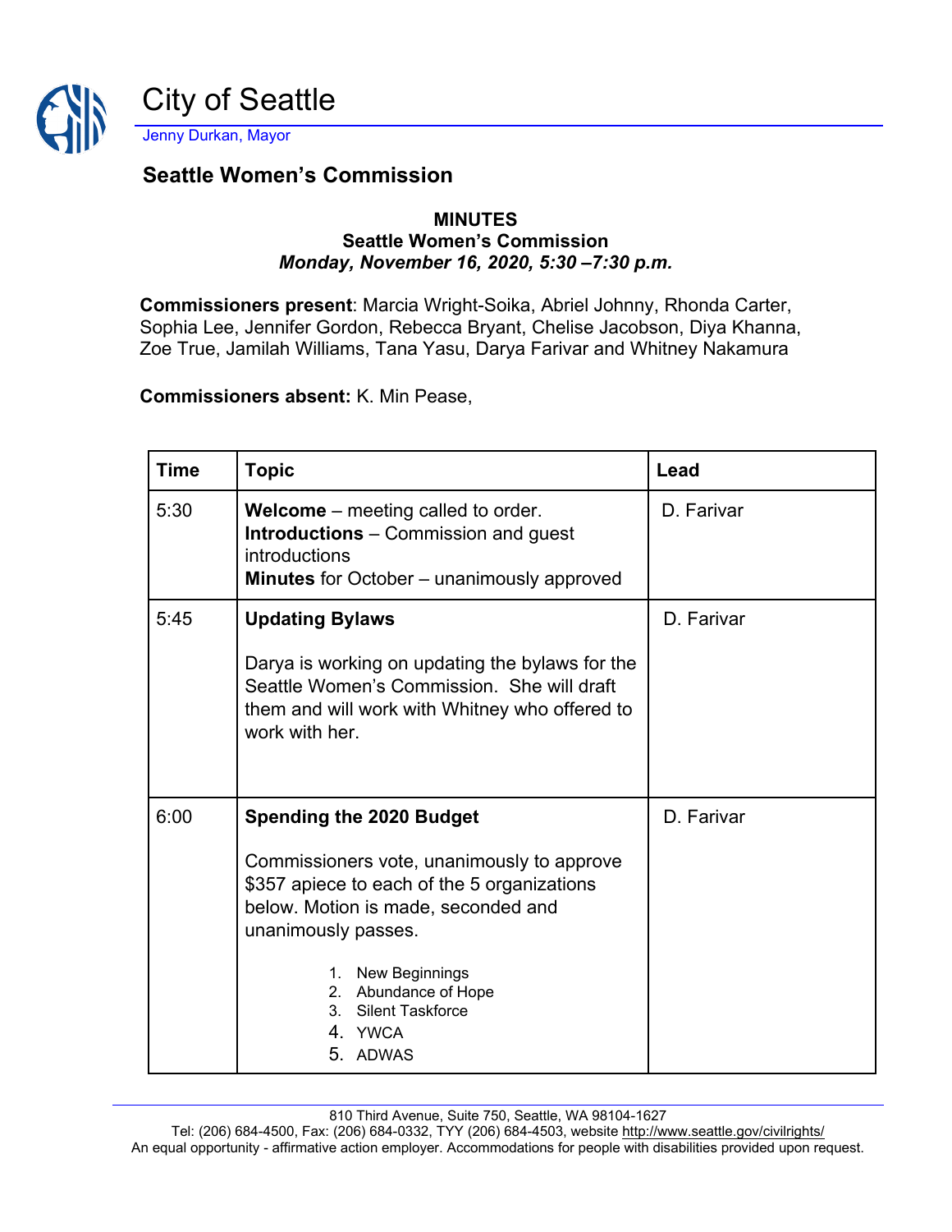# City of Seattle

Jenny Durkan, Mayor

## Seattle Women's Commission

**MINUTES**
**Seattle Women's Commission**
***Monday, November 16, 2020, 5:30 –7:30 p.m.***

**Commissioners present**: Marcia Wright-Soika, Abriel Johnny, Rhonda Carter, Sophia Lee, Jennifer Gordon, Rebecca Bryant, Chelise Jacobson, Diya Khanna, Zoe True, Jamilah Williams, Tana Yasu, Darya Farivar and Whitney Nakamura

**Commissioners absent:** K. Min Pease,

| Time | Topic | Lead |
|---|---|---|
| 5:30 | **Welcome** – meeting called to order.<br>**Introductions** – Commission and guest introductions<br>**Minutes** for October – unanimously approved | D. Farivar |
| 5:45 | **Updating Bylaws**<br><br>Darya is working on updating the bylaws for the Seattle Women's Commission. She will draft them and will work with Whitney who offered to work with her. | D. Farivar |
| 6:00 | **Spending the 2020 Budget**<br><br>Commissioners vote, unanimously to approve $357 apiece to each of the 5 organizations below. Motion is made, seconded and unanimously passes.<br><br>1. New Beginnings<br>2. Abundance of Hope<br>3. Silent Taskforce<br>4. YWCA<br>5. ADWAS | D. Farivar |

810 Third Avenue, Suite 750, Seattle, WA 98104-1627
Tel: (206) 684-4500, Fax: (206) 684-0332, TYY (206) 684-4503, website http://www.seattle.gov/civilrights/
An equal opportunity - affirmative action employer. Accommodations for people with disabilities provided upon request.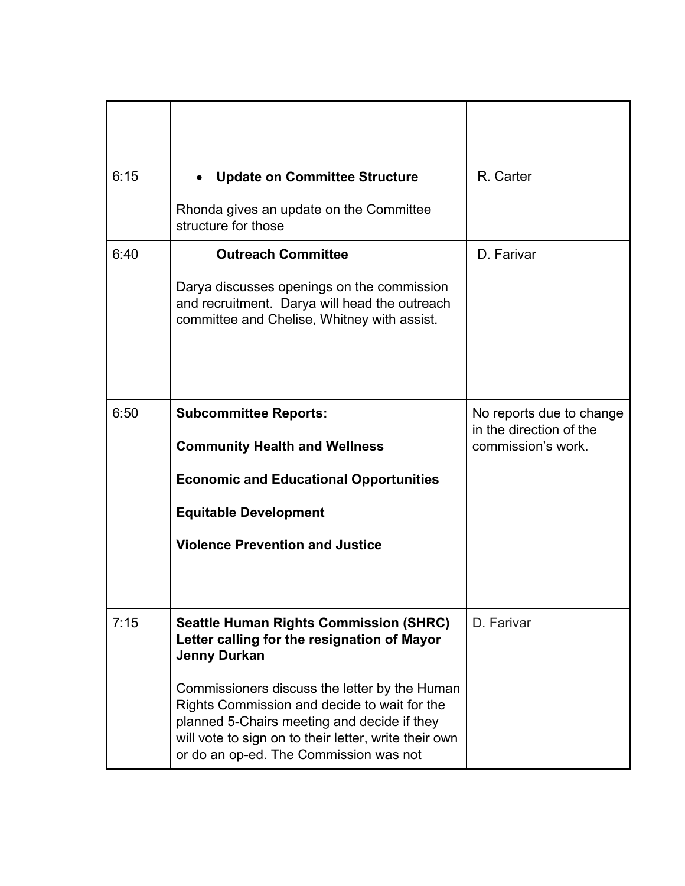| | | |
|---|---|---|
| | | |
| 6:15 | • **Update on Committee Structure**<br><br>Rhonda gives an update on the Committee structure for those | R. Carter |
| 6:40 | **Outreach Committee**<br><br>Darya discusses openings on the commission and recruitment. Darya will head the outreach committee and Chelise, Whitney with assist. | D. Farivar |
| 6:50 | **Subcommittee Reports:**<br><br>**Community Health and Wellness**<br><br>**Economic and Educational Opportunities**<br><br>**Equitable Development**<br><br>**Violence Prevention and Justice** | No reports due to change in the direction of the commission's work. |
| 7:15 | **Seattle Human Rights Commission (SHRC) Letter calling for the resignation of Mayor Jenny Durkan**<br><br>Commissioners discuss the letter by the Human Rights Commission and decide to wait for the planned 5-Chairs meeting and decide if they will vote to sign on to their letter, write their own or do an op-ed. The Commission was not | D. Farivar |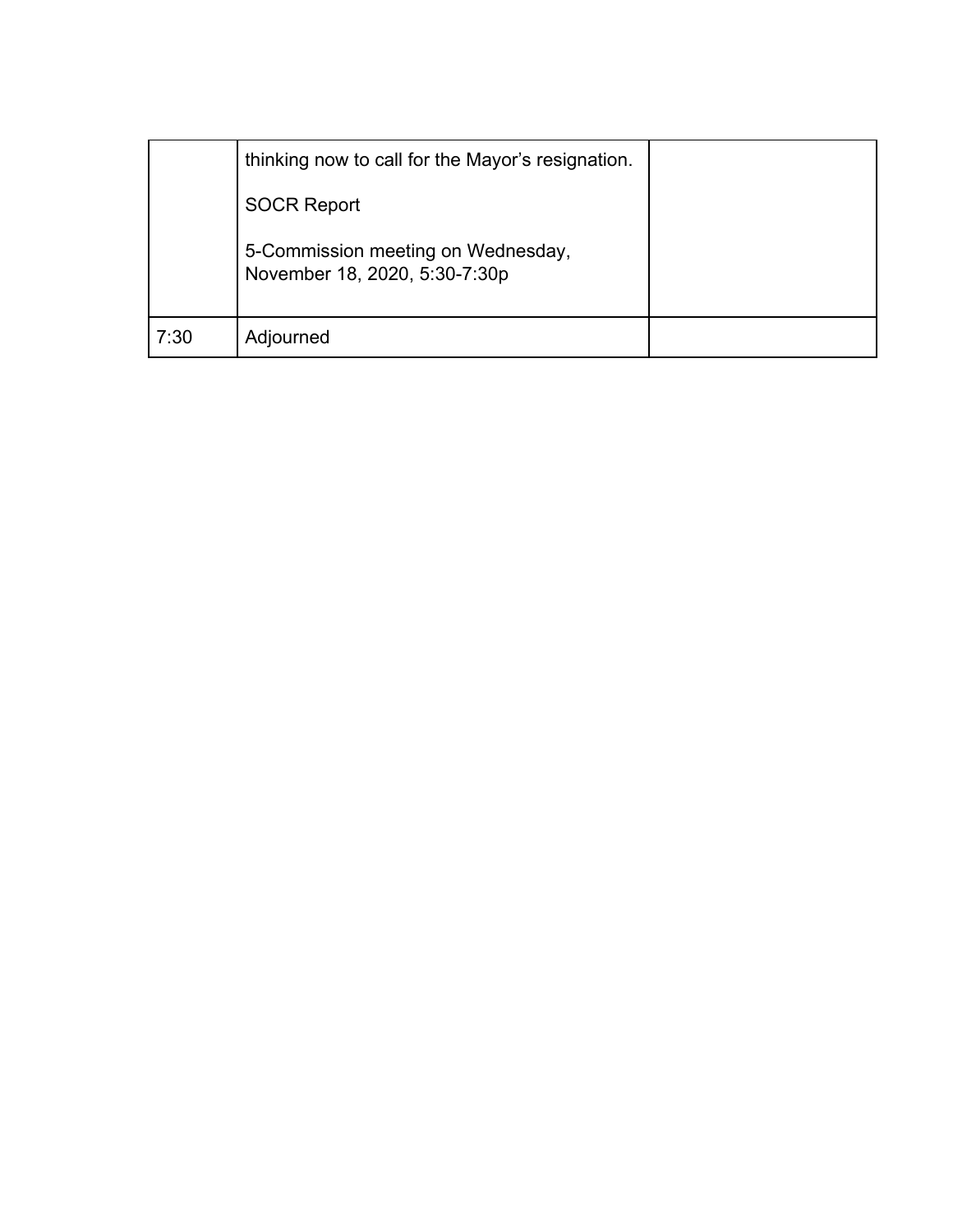| | | |
|---|---|---|
| | thinking now to call for the Mayor's resignation.<br><br>SOCR Report<br><br>5-Commission meeting on Wednesday, November 18, 2020, 5:30-7:30p | |
| 7:30 | Adjourned | |